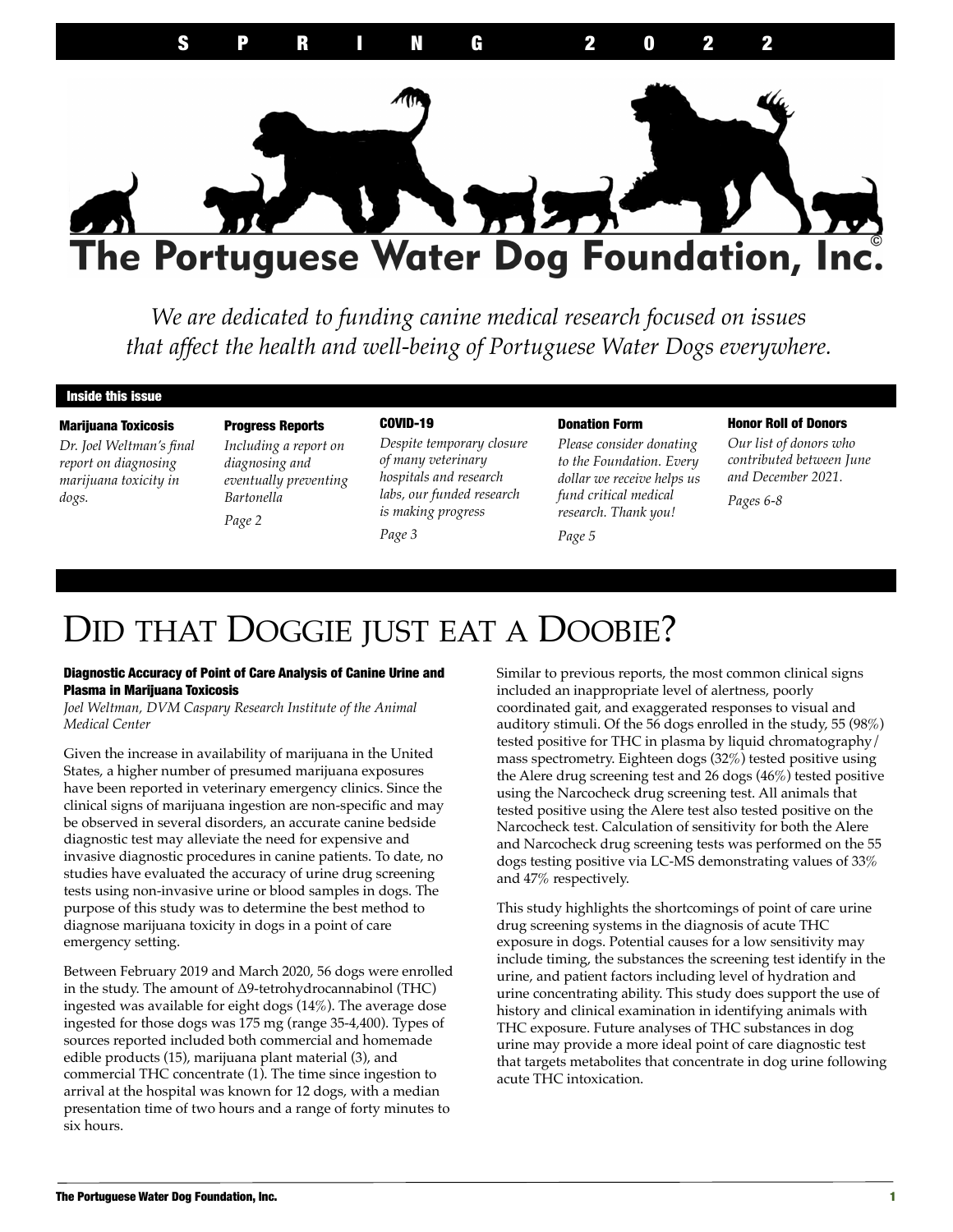SPRING 2022

# The Portuguese Water Dog Foundation, Inc.©

*We are dedicated to funding canine medical research focused on issues that affect the health and well-being of Portuguese Water Dogs everywhere.*

**Inside this issue**

**Marijuana Toxicosis**
*Dr. Joel Weltman's final report on diagnosing marijuana toxicity in dogs.*

**Progress Reports**
*Including a report on diagnosing and eventually preventing Bartonella*
*Page 2*

**COVID-19**
*Despite temporary closure of many veterinary hospitals and research labs, our funded research is making progress*
*Page 3*

**Donation Form**
*Please consider donating to the Foundation. Every dollar we receive helps us fund critical medical research. Thank you!*
*Page 5*

**Honor Roll of Donors**
*Our list of donors who contributed between June and December 2021.*
*Pages 6-8*

# Did that Doggie just eat a Doobie?

### Diagnostic Accuracy of Point of Care Analysis of Canine Urine and Plasma in Marijuana Toxicosis

*Joel Weltman, DVM Caspary Research Institute of the Animal Medical Center*

Given the increase in availability of marijuana in the United States, a higher number of presumed marijuana exposures have been reported in veterinary emergency clinics. Since the clinical signs of marijuana ingestion are non-specific and may be observed in several disorders, an accurate canine bedside diagnostic test may alleviate the need for expensive and invasive diagnostic procedures in canine patients. To date, no studies have evaluated the accuracy of urine drug screening tests using non-invasive urine or blood samples in dogs. The purpose of this study was to determine the best method to diagnose marijuana toxicity in dogs in a point of care emergency setting.

Between February 2019 and March 2020, 56 dogs were enrolled in the study. The amount of Δ9-tetrohydrocannabinol (THC) ingested was available for eight dogs (14%). The average dose ingested for those dogs was 175 mg (range 35-4,400). Types of sources reported included both commercial and homemade edible products (15), marijuana plant material (3), and commercial THC concentrate (1). The time since ingestion to arrival at the hospital was known for 12 dogs, with a median presentation time of two hours and a range of forty minutes to six hours.

Similar to previous reports, the most common clinical signs included an inappropriate level of alertness, poorly coordinated gait, and exaggerated responses to visual and auditory stimuli. Of the 56 dogs enrolled in the study, 55 (98%) tested positive for THC in plasma by liquid chromatography/ mass spectrometry. Eighteen dogs (32%) tested positive using the Alere drug screening test and 26 dogs (46%) tested positive using the Narcocheck drug screening test. All animals that tested positive using the Alere test also tested positive on the Narcocheck test. Calculation of sensitivity for both the Alere and Narcocheck drug screening tests was performed on the 55 dogs testing positive via LC-MS demonstrating values of 33% and 47% respectively.

This study highlights the shortcomings of point of care urine drug screening systems in the diagnosis of acute THC exposure in dogs. Potential causes for a low sensitivity may include timing, the substances the screening test identify in the urine, and patient factors including level of hydration and urine concentrating ability. This study does support the use of history and clinical examination in identifying animals with THC exposure. Future analyses of THC substances in dog urine may provide a more ideal point of care diagnostic test that targets metabolites that concentrate in dog urine following acute THC intoxication.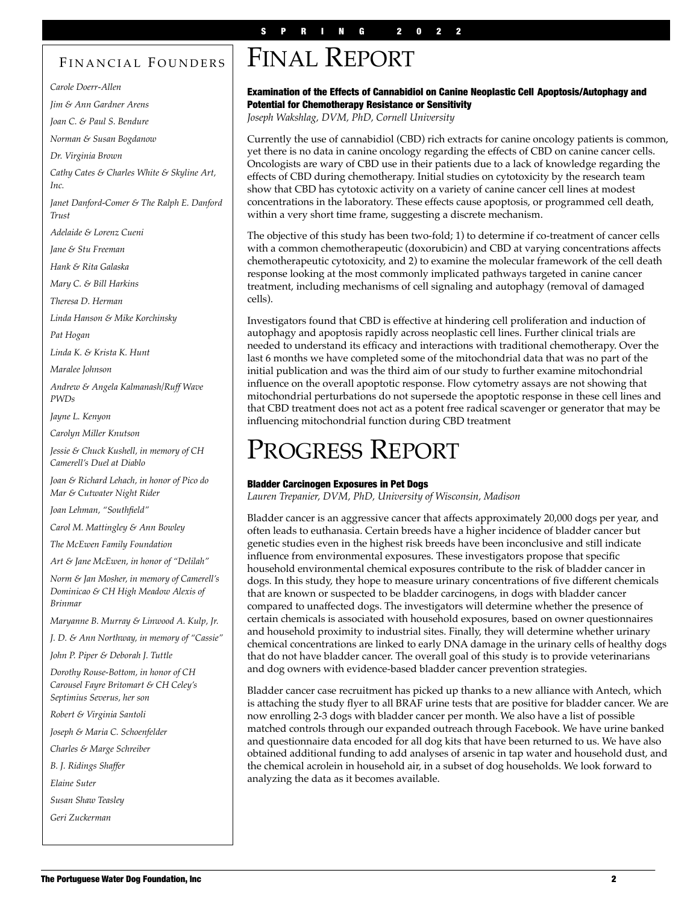## Financial Founders

*Carole Doerr-Allen*

*Jim & Ann Gardner Arens*

*Joan C. & Paul S. Bendure*

*Norman & Susan Bogdanow*

*Dr. Virginia Brown*

*Cathy Cates & Charles White & Skyline Art, Inc.*

*Janet Danford-Comer & The Ralph E. Danford Trust*

*Adelaide & Lorenz Cueni*

*Jane & Stu Freeman*

*Hank & Rita Galaska*

*Mary C. & Bill Harkins*

*Theresa D. Herman*

*Linda Hanson & Mike Korchinsky*

*Pat Hogan*

*Linda K. & Krista K. Hunt*

*Maralee Johnson*

*Andrew & Angela Kalmanash/Ruff Wave PWDs*

*Jayne L. Kenyon*

*Carolyn Miller Knutson*

*Jessie & Chuck Kushell, in memory of CH Camerell's Duel at Diablo*

*Joan & Richard Lehach, in honor of Pico do Mar & Cutwater Night Rider*

*Joan Lehman, "Southfield"*

*Carol M. Mattingley & Ann Bowley*

*The McEwen Family Foundation*

*Art & Jane McEwen, in honor of "Delilah"*

*Norm & Jan Mosher, in memory of Camerell's Dominicao & CH High Meadow Alexis of Brinmar*

*Maryanne B. Murray & Linwood A. Kulp, Jr.*

*J. D. & Ann Northway, in memory of "Cassie"*

*John P. Piper & Deborah J. Tuttle*

*Dorothy Rouse-Bottom, in honor of CH Carousel Fayre Britomart & CH Celey's Septimius Severus, her son*

*Robert & Virginia Santoli*

*Joseph & Maria C. Schoenfelder*

*Charles & Marge Schreiber*

*B. J. Ridings Shaffer*

*Elaine Suter*

*Susan Shaw Teasley*

*Geri Zuckerman*

# Final Report

**Examination of the Effects of Cannabidiol on Canine Neoplastic Cell Apoptosis/Autophagy and Potential for Chemotherapy Resistance or Sensitivity**
*Joseph Wakshlag, DVM, PhD, Cornell University*

Currently the use of cannabidiol (CBD) rich extracts for canine oncology patients is common, yet there is no data in canine oncology regarding the effects of CBD on canine cancer cells. Oncologists are wary of CBD use in their patients due to a lack of knowledge regarding the effects of CBD during chemotherapy. Initial studies on cytotoxicity by the research team show that CBD has cytotoxic activity on a variety of canine cancer cell lines at modest concentrations in the laboratory. These effects cause apoptosis, or programmed cell death, within a very short time frame, suggesting a discrete mechanism.

The objective of this study has been two-fold; 1) to determine if co-treatment of cancer cells with a common chemotherapeutic (doxorubicin) and CBD at varying concentrations affects chemotherapeutic cytotoxicity, and 2) to examine the molecular framework of the cell death response looking at the most commonly implicated pathways targeted in canine cancer treatment, including mechanisms of cell signaling and autophagy (removal of damaged cells).

Investigators found that CBD is effective at hindering cell proliferation and induction of autophagy and apoptosis rapidly across neoplastic cell lines. Further clinical trials are needed to understand its efficacy and interactions with traditional chemotherapy. Over the last 6 months we have completed some of the mitochondrial data that was no part of the initial publication and was the third aim of our study to further examine mitochondrial influence on the overall apoptotic response. Flow cytometry assays are not showing that mitochondrial perturbations do not supersede the apoptotic response in these cell lines and that CBD treatment does not act as a potent free radical scavenger or generator that may be influencing mitochondrial function during CBD treatment

# Progress Report

**Bladder Carcinogen Exposures in Pet Dogs**
*Lauren Trepanier, DVM, PhD, University of Wisconsin, Madison*

Bladder cancer is an aggressive cancer that affects approximately 20,000 dogs per year, and often leads to euthanasia. Certain breeds have a higher incidence of bladder cancer but genetic studies even in the highest risk breeds have been inconclusive and still indicate influence from environmental exposures. These investigators propose that specific household environmental chemical exposures contribute to the risk of bladder cancer in dogs. In this study, they hope to measure urinary concentrations of five different chemicals that are known or suspected to be bladder carcinogens, in dogs with bladder cancer compared to unaffected dogs. The investigators will determine whether the presence of certain chemicals is associated with household exposures, based on owner questionnaires and household proximity to industrial sites. Finally, they will determine whether urinary chemical concentrations are linked to early DNA damage in the urinary cells of healthy dogs that do not have bladder cancer. The overall goal of this study is to provide veterinarians and dog owners with evidence-based bladder cancer prevention strategies.

Bladder cancer case recruitment has picked up thanks to a new alliance with Antech, which is attaching the study flyer to all BRAF urine tests that are positive for bladder cancer. We are now enrolling 2-3 dogs with bladder cancer per month. We also have a list of possible matched controls through our expanded outreach through Facebook. We have urine banked and questionnaire data encoded for all dog kits that have been returned to us. We have also obtained additional funding to add analyses of arsenic in tap water and household dust, and the chemical acrolein in household air, in a subset of dog households. We look forward to analyzing the data as it becomes available.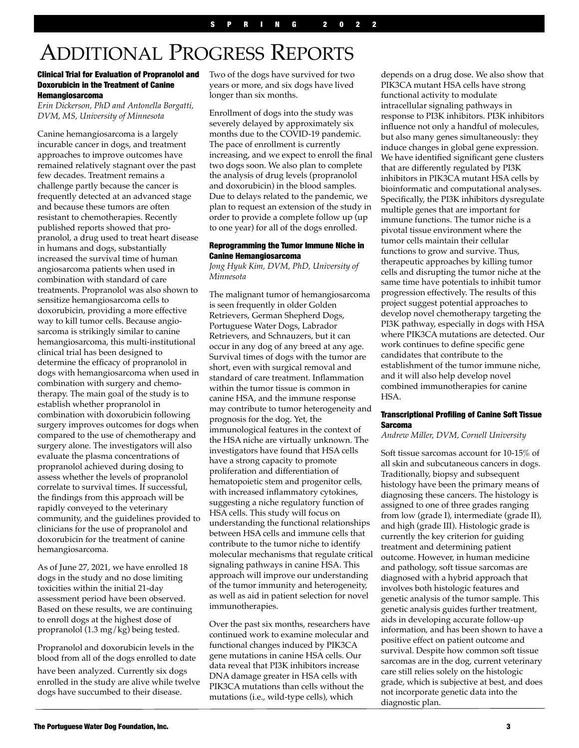# Additional Progress Reports

### Clinical Trial for Evaluation of Propranolol and Doxorubicin in the Treatment of Canine Hemangiosarcoma

*Erin Dickerson, PhD and Antonella Borgatti, DVM, MS, University of Minnesota*

Canine hemangiosarcoma is a largely incurable cancer in dogs, and treatment approaches to improve outcomes have remained relatively stagnant over the past few decades. Treatment remains a challenge partly because the cancer is frequently detected at an advanced stage and because these tumors are often resistant to chemotherapies. Recently published reports showed that propranolol, a drug used to treat heart disease in humans and dogs, substantially increased the survival time of human angiosarcoma patients when used in combination with standard of care treatments. Propranolol was also shown to sensitize hemangiosarcoma cells to doxorubicin, providing a more effective way to kill tumor cells. Because angiosarcoma is strikingly similar to canine hemangiosarcoma, this multi-institutional clinical trial has been designed to determine the efficacy of propranolol in dogs with hemangiosarcoma when used in combination with surgery and chemotherapy. The main goal of the study is to establish whether propranolol in combination with doxorubicin following surgery improves outcomes for dogs when compared to the use of chemotherapy and surgery alone. The investigators will also evaluate the plasma concentrations of propranolol achieved during dosing to assess whether the levels of propranolol correlate to survival times. If successful, the findings from this approach will be rapidly conveyed to the veterinary community, and the guidelines provided to clinicians for the use of propranolol and doxorubicin for the treatment of canine hemangiosarcoma.

As of June 27, 2021, we have enrolled 18 dogs in the study and no dose limiting toxicities within the initial 21-day assessment period have been observed. Based on these results, we are continuing to enroll dogs at the highest dose of propranolol (1.3 mg/kg) being tested.

Propranolol and doxorubicin levels in the blood from all of the dogs enrolled to date have been analyzed. Currently six dogs enrolled in the study are alive while twelve dogs have succumbed to their disease. Two of the dogs have survived for two years or more, and six dogs have lived longer than six months.

Enrollment of dogs into the study was severely delayed by approximately six months due to the COVID-19 pandemic. The pace of enrollment is currently increasing, and we expect to enroll the final two dogs soon. We also plan to complete the analysis of drug levels (propranolol and doxorubicin) in the blood samples. Due to delays related to the pandemic, we plan to request an extension of the study in order to provide a complete follow up (up to one year) for all of the dogs enrolled.

### Reprogramming the Tumor Immune Niche in Canine Hemangiosarcoma

*Jong Hyuk Kim, DVM, PhD, University of Minnesota*

The malignant tumor of hemangiosarcoma is seen frequently in older Golden Retrievers, German Shepherd Dogs, Portuguese Water Dogs, Labrador Retrievers, and Schnauzers, but it can occur in any dog of any breed at any age. Survival times of dogs with the tumor are short, even with surgical removal and standard of care treatment. Inflammation within the tumor tissue is common in canine HSA, and the immune response may contribute to tumor heterogeneity and prognosis for the dog. Yet, the immunological features in the context of the HSA niche are virtually unknown. The investigators have found that HSA cells have a strong capacity to promote proliferation and differentiation of hematopoietic stem and progenitor cells, with increased inflammatory cytokines, suggesting a niche regulatory function of HSA cells. This study will focus on understanding the functional relationships between HSA cells and immune cells that contribute to the tumor niche to identify molecular mechanisms that regulate critical signaling pathways in canine HSA. This approach will improve our understanding of the tumor immunity and heterogeneity, as well as aid in patient selection for novel immunotherapies.

Over the past six months, researchers have continued work to examine molecular and functional changes induced by PIK3CA gene mutations in canine HSA cells. Our data reveal that PI3K inhibitors increase DNA damage greater in HSA cells with PIK3CA mutations than cells without the mutations (i.e., wild-type cells), which depends on a drug dose. We also show that PIK3CA mutant HSA cells have strong functional activity to modulate intracellular signaling pathways in response to PI3K inhibitors. PI3K inhibitors influence not only a handful of molecules, but also many genes simultaneously: they induce changes in global gene expression. We have identified significant gene clusters that are differently regulated by PI3K inhibitors in PIK3CA mutant HSA cells by bioinformatic and computational analyses. Specifically, the PI3K inhibitors dysregulate multiple genes that are important for immune functions. The tumor niche is a pivotal tissue environment where the tumor cells maintain their cellular functions to grow and survive. Thus, therapeutic approaches by killing tumor cells and disrupting the tumor niche at the same time have potentials to inhibit tumor progression effectively. The results of this project suggest potential approaches to develop novel chemotherapy targeting the PI3K pathway, especially in dogs with HSA where PIK3CA mutations are detected. Our work continues to define specific gene candidates that contribute to the establishment of the tumor immune niche, and it will also help develop novel combined immunotherapies for canine HSA.

### Transcriptional Profiling of Canine Soft Tissue Sarcoma

*Andrew Miller, DVM, Cornell University*

Soft tissue sarcomas account for 10-15% of all skin and subcutaneous cancers in dogs. Traditionally, biopsy and subsequent histology have been the primary means of diagnosing these cancers. The histology is assigned to one of three grades ranging from low (grade I), intermediate (grade II), and high (grade III). Histologic grade is currently the key criterion for guiding treatment and determining patient outcome. However, in human medicine and pathology, soft tissue sarcomas are diagnosed with a hybrid approach that involves both histologic features and genetic analysis of the tumor sample. This genetic analysis guides further treatment, aids in developing accurate follow-up information, and has been shown to have a positive effect on patient outcome and survival. Despite how common soft tissue sarcomas are in the dog, current veterinary care still relies solely on the histologic grade, which is subjective at best, and does not incorporate genetic data into the diagnostic plan.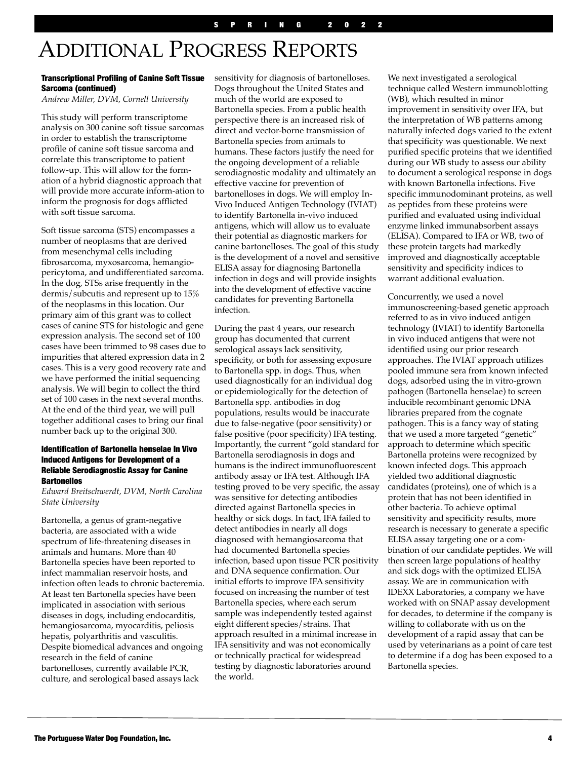# Additional Progress Reports

### Transcriptional Profiling of Canine Soft Tissue Sarcoma (continued)

*Andrew Miller, DVM, Cornell University*

This study will perform transcriptome analysis on 300 canine soft tissue sarcomas in order to establish the transcriptome profile of canine soft tissue sarcoma and correlate this transcriptome to patient follow-up. This will allow for the form-ation of a hybrid diagnostic approach that will provide more accurate inform-ation to inform the prognosis for dogs afflicted with soft tissue sarcoma.

Soft tissue sarcoma (STS) encompasses a number of neoplasms that are derived from mesenchymal cells including fibrosarcoma, myxosarcoma, hemangio-pericytoma, and undifferentiated sarcoma. In the dog, STSs arise frequently in the dermis/subcutis and represent up to 15% of the neoplasms in this location. Our primary aim of this grant was to collect cases of canine STS for histologic and gene expression analysis. The second set of 100 cases have been trimmed to 98 cases due to impurities that altered expression data in 2 cases. This is a very good recovery rate and we have performed the initial sequencing analysis. We will begin to collect the third set of 100 cases in the next several months. At the end of the third year, we will pull together additional cases to bring our final number back up to the original 300.

### Identification of Bartonella henselae In Vivo Induced Antigens for Development of a Reliable Serodiagnostic Assay for Canine Bartonellos

*Edward Breitschwerdt, DVM, North Carolina State University*

Bartonella, a genus of gram-negative bacteria, are associated with a wide spectrum of life-threatening diseases in animals and humans. More than 40 Bartonella species have been reported to infect mammalian reservoir hosts, and infection often leads to chronic bacteremia. At least ten Bartonella species have been implicated in association with serious diseases in dogs, including endocarditis, hemangiosarcoma, myocarditis, peliosis hepatis, polyarthritis and vasculitis. Despite biomedical advances and ongoing research in the field of canine bartonelloses, currently available PCR, culture, and serological based assays lack sensitivity for diagnosis of bartonelloses. Dogs throughout the United States and much of the world are exposed to Bartonella species. From a public health perspective there is an increased risk of direct and vector-borne transmission of Bartonella species from animals to humans. These factors justify the need for the ongoing development of a reliable serodiagnostic modality and ultimately an effective vaccine for prevention of bartonelloses in dogs. We will employ In-Vivo Induced Antigen Technology (IVIAT) to identify Bartonella in-vivo induced antigens, which will allow us to evaluate their potential as diagnostic markers for canine bartonelloses. The goal of this study is the development of a novel and sensitive ELISA assay for diagnosing Bartonella infection in dogs and will provide insights into the development of effective vaccine candidates for preventing Bartonella infection.

During the past 4 years, our research group has documented that current serological assays lack sensitivity, specificity, or both for assessing exposure to Bartonella spp. in dogs. Thus, when used diagnostically for an individual dog or epidemiologically for the detection of Bartonella spp. antibodies in dog populations, results would be inaccurate due to false-negative (poor sensitivity) or false positive (poor specificity) IFA testing. Importantly, the current "gold standard for Bartonella serodiagnosis in dogs and humans is the indirect immunofluorescent antibody assay or IFA test. Although IFA testing proved to be very specific, the assay was sensitive for detecting antibodies directed against Bartonella species in healthy or sick dogs. In fact, IFA failed to detect antibodies in nearly all dogs diagnosed with hemangiosarcoma that had documented Bartonella species infection, based upon tissue PCR positivity and DNA sequence confirmation. Our initial efforts to improve IFA sensitivity focused on increasing the number of test Bartonella species, where each serum sample was independently tested against eight different species/strains. That approach resulted in a minimal increase in IFA sensitivity and was not economically or technically practical for widespread testing by diagnostic laboratories around the world.

We next investigated a serological technique called Western immunoblotting (WB), which resulted in minor improvement in sensitivity over IFA, but the interpretation of WB patterns among naturally infected dogs varied to the extent that specificity was questionable. We next purified specific proteins that we identified during our WB study to assess our ability to document a serological response in dogs with known Bartonella infections. Five specific immunodominant proteins, as well as peptides from these proteins were purified and evaluated using individual enzyme linked immunabsorbent assays (ELISA). Compared to IFA or WB, two of these protein targets had markedly improved and diagnostically acceptable sensitivity and specificity indices to warrant additional evaluation.

Concurrently, we used a novel immunoscreening-based genetic approach referred to as in vivo induced antigen technology (IVIAT) to identify Bartonella in vivo induced antigens that were not identified using our prior research approaches. The IVIAT approach utilizes pooled immune sera from known infected dogs, adsorbed using the in vitro-grown pathogen (Bartonella henselae) to screen inducible recombinant genomic DNA libraries prepared from the cognate pathogen. This is a fancy way of stating that we used a more targeted "genetic" approach to determine which specific Bartonella proteins were recognized by known infected dogs. This approach yielded two additional diagnostic candidates (proteins), one of which is a protein that has not been identified in other bacteria. To achieve optimal sensitivity and specificity results, more research is necessary to generate a specific ELISA assay targeting one or a com-bination of our candidate peptides. We will then screen large populations of healthy and sick dogs with the optimized ELISA assay. We are in communication with IDEXX Laboratories, a company we have worked with on SNAP assay development for decades, to determine if the company is willing to collaborate with us on the development of a rapid assay that can be used by veterinarians as a point of care test to determine if a dog has been exposed to a Bartonella species.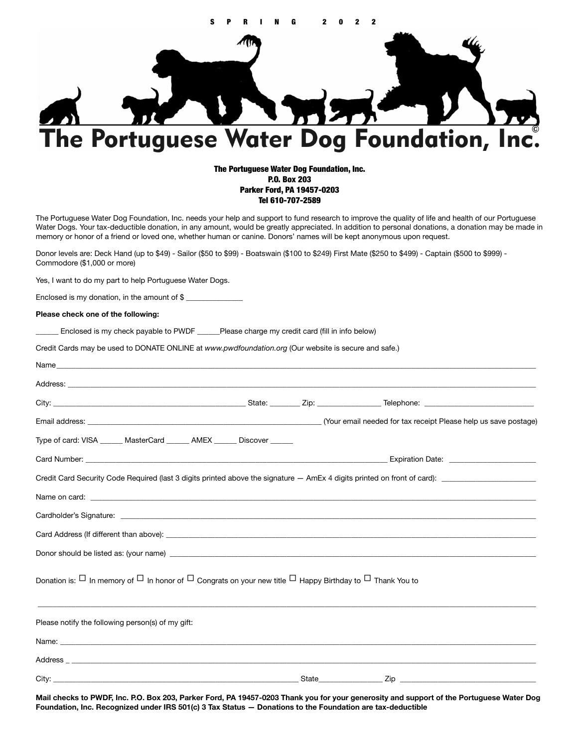S P R I N G 2 0 2 2

# The Portuguese Water Dog Foundation, Inc.

**The Portuguese Water Dog Foundation, Inc.**
**P.O. Box 203**
**Parker Ford, PA 19457-0203**
**Tel 610-707-2589**

The Portuguese Water Dog Foundation, Inc. needs your help and support to fund research to improve the quality of life and health of our Portuguese Water Dogs. Your tax-deductible donation, in any amount, would be greatly appreciated. In addition to personal donations, a donation may be made in memory or honor of a friend or loved one, whether human or canine. Donors' names will be kept anonymous upon request.

Donor levels are: Deck Hand (up to $49) - Sailor ($50 to $99) - Boatswain ($100 to $249) First Mate ($250 to $499) - Captain ($500 to $999) - Commodore ($1,000 or more)

Yes, I want to do my part to help Portuguese Water Dogs.

Enclosed is my donation, in the amount of $ ______________

**Please check one of the following:**

______ Enclosed is my check payable to PWDF ______Please charge my credit card (fill in info below)

Credit Cards may be used to DONATE ONLINE at *www.pwdfoundation.org* (Our website is secure and safe.)

Name______________________________________________________________________________

Address: ___________________________________________________________________________

City: ______________________________ State: ________ Zip: ________________ Telephone: ____________________________

Email address: ______________________________________ (Your email needed for tax receipt Please help us save postage)

Type of card: VISA ______ MasterCard ______ AMEX ______ Discover ______

Card Number: ____________________________________________ Expiration Date: ______________________

Credit Card Security Code Required (last 3 digits printed above the signature — AmEx 4 digits printed on front of card): ________________________

Name on card: ______________________________________________________________________

Cardholder's Signature: ______________________________________________________________

Card Address (If different than above): ________________________________________________

Donor should be listed as: (your name) _________________________________________________

Donation is: ☐ In memory of ☐ In honor of ☐ Congrats on your new title ☐ Happy Birthday to ☐ Thank You to

___________________________________________________________________________________

Please notify the following person(s) of my gift:

Name: _____________________________________________________________________________

Address _ __________________________________________________________________________

City: ______________________________________ State________________ Zip ____________________________________

**Mail checks to PWDF, Inc. P.O. Box 203, Parker Ford, PA 19457-0203 Thank you for your generosity and support of the Portuguese Water Dog Foundation, Inc. Recognized under IRS 501(c) 3 Tax Status — Donations to the Foundation are tax-deductible**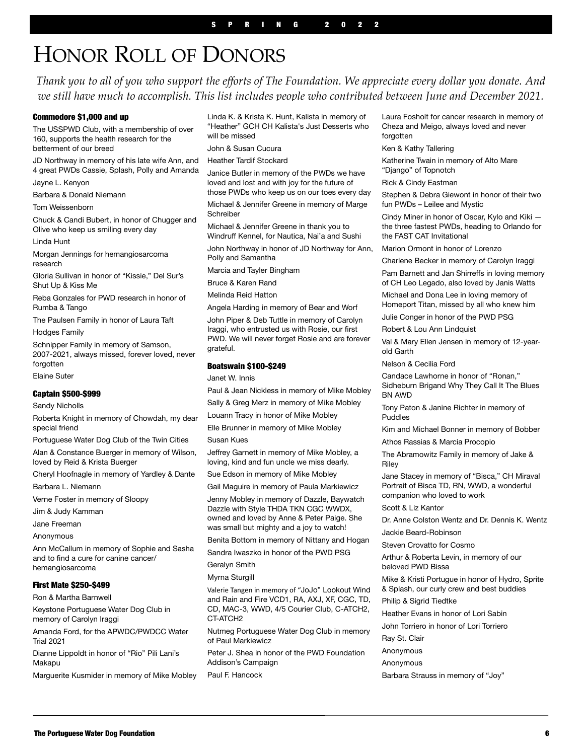# Honor Roll of Donors

*Thank you to all of you who support the efforts of The Foundation. We appreciate every dollar you donate. And we still have much to accomplish. This list includes people who contributed between June and December 2021.*

### Commodore $1,000 and up

The USSPWD Club, with a membership of over 160, supports the health research for the betterment of our breed

JD Northway in memory of his late wife Ann, and 4 great PWDs Cassie, Splash, Polly and Amanda

Jayne L. Kenyon

Barbara & Donald Niemann

Tom Weissenborn

Chuck & Candi Bubert, in honor of Chugger and Olive who keep us smiling every day

Linda Hunt

Morgan Jennings for hemangiosarcoma research

Gloria Sullivan in honor of "Kissie," Del Sur's Shut Up & Kiss Me

Reba Gonzales for PWD research in honor of Rumba & Tango

The Paulsen Family in honor of Laura Taft

Hodges Family

Schnipper Family in memory of Samson, 2007-2021, always missed, forever loved, never forgotten

Elaine Suter

### Captain $500-$999

Sandy Nicholls

Roberta Knight in memory of Chowdah, my dear special friend

Portuguese Water Dog Club of the Twin Cities

Alan & Constance Buerger in memory of Wilson, loved by Reid & Krista Buerger

Cheryl Hoofnagle in memory of Yardley & Dante

Barbara L. Niemann

Verne Foster in memory of Sloopy

Jim & Judy Kamman

Jane Freeman

Anonymous

Ann McCallum in memory of Sophie and Sasha and to find a cure for canine cancer/ hemangiosarcoma

### First Mate $250-$499

Ron & Martha Barnwell

Keystone Portuguese Water Dog Club in memory of Carolyn Iraggi

Amanda Ford, for the APWDC/PWDCC Water Trial 2021

Dianne Lippoldt in honor of "Rio" Pili Lani's Makapu

Marguerite Kusmider in memory of Mike Mobley

Linda K. & Krista K. Hunt, Kalista in memory of "Heather" GCH CH Kalista's Just Desserts who will be missed

John & Susan Cucura

Heather Tardif Stockard

Janice Butler in memory of the PWDs we have loved and lost and with joy for the future of those PWDs who keep us on our toes every day

Michael & Jennifer Greene in memory of Marge Schreiber

Michael & Jennifer Greene in thank you to Windruff Kennel, for Nautica, Nai'a and Sushi

John Northway in honor of JD Northway for Ann, Polly and Samantha

Marcia and Tayler Bingham

Bruce & Karen Rand

Melinda Reid Hatton

Angela Harding in memory of Bear and Worf

John Piper & Deb Tuttle in memory of Carolyn Iraggi, who entrusted us with Rosie, our first PWD. We will never forget Rosie and are forever grateful.

### Boatswain $100-$249

Janet W. Innis

Paul & Jean Nickless in memory of Mike Mobley

Sally & Greg Merz in memory of Mike Mobley

Louann Tracy in honor of Mike Mobley

Elle Brunner in memory of Mike Mobley

Susan Kues

Jeffrey Garnett in memory of Mike Mobley, a loving, kind and fun uncle we miss dearly.

Sue Edson in memory of Mike Mobley

Gail Maguire in memory of Paula Markiewicz

Jenny Mobley in memory of Dazzle, Baywatch Dazzle with Style THDA TKN CGC WWDX, owned and loved by Anne & Peter Paige. She was small but mighty and a joy to watch!

Benita Bottom in memory of Nittany and Hogan

Sandra Iwaszko in honor of the PWD PSG

Geralyn Smith

Myrna Sturgill

Valerie Tangen in memory of "JoJo" Lookout Wind and Rain and Fire VCD1, RA, AXJ, XF, CGC, TD, CD, MAC-3, WWD, 4/5 Courier Club, C-ATCH2, CT-ATCH2

Nutmeg Portuguese Water Dog Club in memory of Paul Markiewicz

Peter J. Shea in honor of the PWD Foundation Addison's Campaign

Paul F. Hancock

Laura Fosholt for cancer research in memory of Cheza and Meigo, always loved and never forgotten

Ken & Kathy Tallering

Katherine Twain in memory of Alto Mare "Django" of Topnotch

Rick & Cindy Eastman

Stephen & Debra Giewont in honor of their two fun PWDs – Leilee and Mystic

Cindy Miner in honor of Oscar, Kylo and Kiki — the three fastest PWDs, heading to Orlando for the FAST CAT Invitational

Marion Ormont in honor of Lorenzo

Charlene Becker in memory of Carolyn Iraggi

Pam Barnett and Jan Shirreffs in loving memory of CH Leo Legado, also loved by Janis Watts

Michael and Dona Lee in loving memory of Homeport Titan, missed by all who knew him

Julie Conger in honor of the PWD PSG

Robert & Lou Ann Lindquist

Val & Mary Ellen Jensen in memory of 12-year-old Garth

Nelson & Cecilia Ford

Candace Lawhorne in honor of "Ronan," Sidheburn Brigand Why They Call It The Blues BN AWD

Tony Paton & Janine Richter in memory of Puddles

Kim and Michael Bonner in memory of Bobber

Athos Rassias & Marcia Procopio

The Abramowitz Family in memory of Jake & Riley

Jane Stacey in memory of "Bisca," CH Miraval Portrait of Bisca TD, RN, WWD, a wonderful companion who loved to work

Scott & Liz Kantor

Dr. Anne Colston Wentz and Dr. Dennis K. Wentz

Jackie Beard-Robinson

Steven Crovatto for Cosmo

Arthur & Roberta Levin, in memory of our beloved PWD Bissa

Mike & Kristi Portugue in honor of Hydro, Sprite & Splash, our curly crew and best buddies

Philip & Sigrid Tiedtke

Heather Evans in honor of Lori Sabin

John Torriero in honor of Lori Torriero

Ray St. Clair

Anonymous

Anonymous

Barbara Strauss in memory of "Joy"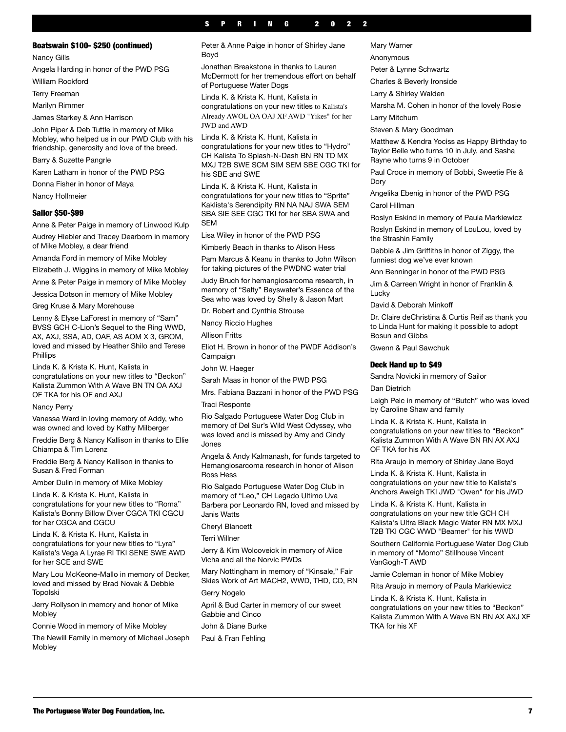### Boatswain $100- $250 (continued)

Nancy Gills

Angela Harding in honor of the PWD PSG

William Rockford

Terry Freeman

Marilyn Rimmer

James Starkey & Ann Harrison

John Piper & Deb Tuttle in memory of Mike Mobley, who helped us in our PWD Club with his friendship, generosity and love of the breed.

Barry & Suzette Pangrle

Karen Latham in honor of the PWD PSG

Donna Fisher in honor of Maya

Nancy Hollmeier

### Sailor $50-$99

Anne & Peter Paige in memory of Linwood Kulp

Audrey Hiebler and Tracey Dearborn in memory of Mike Mobley, a dear friend

Amanda Ford in memory of Mike Mobley

Elizabeth J. Wiggins in memory of Mike Mobley

Anne & Peter Paige in memory of Mike Mobley

Jessica Dotson in memory of Mike Mobley

Greg Kruse & Mary Morehouse

Lenny & Elyse LaForest in memory of "Sam" BVSS GCH C-Lion's Sequel to the Ring WWD, AX, AXJ, SSA, AD, OAF, AS AOM X 3, GROM, loved and missed by Heather Shilo and Terese Phillips

Linda K. & Krista K. Hunt, Kalista in congratulations on your new titles to "Beckon" Kalista Zummon With A Wave BN TN OA AXJ OF TKA for his OF and AXJ

Nancy Perry

Vanessa Ward in loving memory of Addy, who was owned and loved by Kathy Milberger

Freddie Berg & Nancy Kallison in thanks to Ellie Chiampa & Tim Lorenz

Freddie Berg & Nancy Kallison in thanks to Susan & Fred Forman

Amber Dulin in memory of Mike Mobley

Linda K. & Krista K. Hunt, Kalista in congratulations for your new titles to "Roma" Kalista's Bonny Billow Diver CGCA TKI CGCU for her CGCA and CGCU

Linda K. & Krista K. Hunt, Kalista in congratulations for your new titles to "Lyra" Kalista's Vega A Lyrae RI TKI SENE SWE AWD for her SCE and SWE

Mary Lou McKeone-Mallo in memory of Decker, loved and missed by Brad Novak & Debbie Topolski

Jerry Rollyson in memory and honor of Mike Mobley

Connie Wood in memory of Mike Mobley

The Newill Family in memory of Michael Joseph Mobley

Peter & Anne Paige in honor of Shirley Jane Boyd

Jonathan Breakstone in thanks to Lauren McDermott for her tremendous effort on behalf of Portuguese Water Dogs

Linda K. & Krista K. Hunt, Kalista in congratulations on your new titles to Kalista's Already AWOL OA OAJ XF AWD "Yikes" for her JWD and AWD

Linda K. & Krista K. Hunt, Kalista in congratulations for your new titles to "Hydro" CH Kalista To Splash-N-Dash BN RN TD MX MXJ T2B SWE SCM SIM SEM SBE CGC TKI for his SBE and SWE

Linda K. & Krista K. Hunt, Kalista in congratulations for your new titles to "Sprite" Kaklista's Serendipity RN NA NAJ SWA SEM SBA SIE SEE CGC TKI for her SBA SWA and SEM

Lisa Wiley in honor of the PWD PSG

Kimberly Beach in thanks to Alison Hess

Pam Marcus & Keanu in thanks to John Wilson for taking pictures of the PWDNC water trial

Judy Bruch for hemangiosarcoma research, in memory of "Salty" Bayswater's Essence of the Sea who was loved by Shelly & Jason Mart

Dr. Robert and Cynthia Strouse

Nancy Riccio Hughes

Allison Fritts

Eliot H. Brown in honor of the PWDF Addison's Campaign

John W. Haeger

Sarah Maas in honor of the PWD PSG

Mrs. Fabiana Bazzani in honor of the PWD PSG

Traci Responte

Rio Salgado Portuguese Water Dog Club in memory of Del Sur's Wild West Odyssey, who was loved and is missed by Amy and Cindy Jones

Angela & Andy Kalmanash, for funds targeted to Hemangiosarcoma research in honor of Alison Ross Hess

Rio Salgado Portuguese Water Dog Club in memory of "Leo," CH Legado Ultimo Uva Barbera por Leonardo RN, loved and missed by Janis Watts

Cheryl Blancett

Terri Willner

Jerry & Kim Wolcoveick in memory of Alice Vicha and all the Norvic PWDs

Mary Nottingham in memory of "Kinsale," Fair Skies Work of Art MACH2, WWD, THD, CD, RN

Gerry Nogelo

April & Bud Carter in memory of our sweet Gabbie and Cinco

John & Diane Burke

Paul & Fran Fehling

Mary Warner

Anonymous

Peter & Lynne Schwartz

Charles & Beverly Ironside

Larry & Shirley Walden

Marsha M. Cohen in honor of the lovely Rosie

Larry Mitchum

Steven & Mary Goodman

Matthew & Kendra Yociss as Happy Birthday to Taylor Belle who turns 10 in July, and Sasha Rayne who turns 9 in October

Paul Croce in memory of Bobbi, Sweetie Pie & Dory

Angelika Ebenig in honor of the PWD PSG

Carol Hillman

Roslyn Eskind in memory of Paula Markiewicz

Roslyn Eskind in memory of LouLou, loved by the Strashin Family

Debbie & Jim Griffiths in honor of Ziggy, the funniest dog we've ever known

Ann Benninger in honor of the PWD PSG

Jim & Carreen Wright in honor of Franklin & Lucky

David & Deborah Minkoff

Dr. Claire deChristina & Curtis Reif as thank you to Linda Hunt for making it possible to adopt Bosun and Gibbs

Gwenn & Paul Sawchuk

### Deck Hand up to $49

Sandra Novicki in memory of Sailor

Dan Dietrich

Leigh Pelc in memory of "Butch" who was loved by Caroline Shaw and family

Linda K. & Krista K. Hunt, Kalista in congratulations on your new titles to "Beckon" Kalista Zummon With A Wave BN RN AX AXJ OF TKA for his AX

Rita Araujo in memory of Shirley Jane Boyd

Linda K. & Krista K. Hunt, Kalista in congratulations on your new title to Kalista's Anchors Aweigh TKI JWD "Owen" for his JWD

Linda K. & Krista K. Hunt, Kalista in congratulations on your new title GCH CH Kalista's Ultra Black Magic Water RN MX MXJ T2B TKI CGC WWD "Beamer" for his WWD

Southern California Portuguese Water Dog Club in memory of "Momo" Stillhouse Vincent VanGogh-T AWD

Jamie Coleman in honor of Mike Mobley

Rita Araujo in memory of Paula Markiewicz

Linda K. & Krista K. Hunt, Kalista in congratulations on your new titles to "Beckon" Kalista Zummon With A Wave BN RN AX AXJ XF TKA for his XF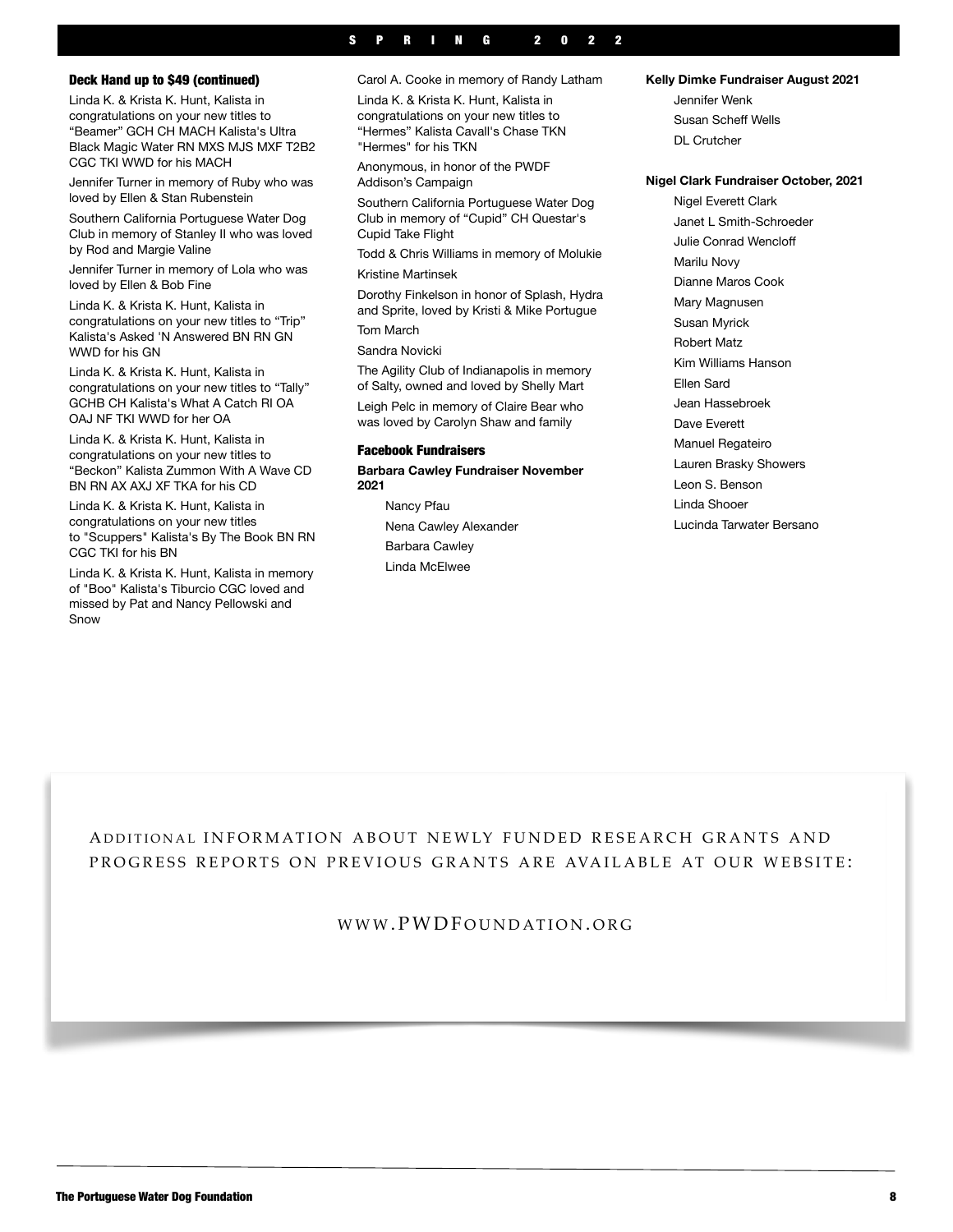### Deck Hand up to $49 (continued)

Linda K. & Krista K. Hunt, Kalista in congratulations on your new titles to “Beamer” GCH CH MACH Kalista's Ultra Black Magic Water RN MXS MJS MXF T2B2 CGC TKI WWD for his MACH

Jennifer Turner in memory of Ruby who was loved by Ellen & Stan Rubenstein

Southern California Portuguese Water Dog Club in memory of Stanley II who was loved by Rod and Margie Valine

Jennifer Turner in memory of Lola who was loved by Ellen & Bob Fine

Linda K. & Krista K. Hunt, Kalista in congratulations on your new titles to “Trip” Kalista's Asked 'N Answered BN RN GN WWD for his GN

Linda K. & Krista K. Hunt, Kalista in congratulations on your new titles to “Tally” GCHB CH Kalista's What A Catch RI OA OAJ NF TKI WWD for her OA

Linda K. & Krista K. Hunt, Kalista in congratulations on your new titles to “Beckon” Kalista Zummon With A Wave CD BN RN AX AXJ XF TKA for his CD

Linda K. & Krista K. Hunt, Kalista in congratulations on your new titles to "Scuppers" Kalista's By The Book BN RN CGC TKI for his BN

Linda K. & Krista K. Hunt, Kalista in memory of "Boo" Kalista's Tiburcio CGC loved and missed by Pat and Nancy Pellowski and Snow

Carol A. Cooke in memory of Randy Latham

Linda K. & Krista K. Hunt, Kalista in congratulations on your new titles to “Hermes” Kalista Cavall's Chase TKN "Hermes" for his TKN

Anonymous, in honor of the PWDF Addison’s Campaign

Southern California Portuguese Water Dog Club in memory of “Cupid” CH Questar's Cupid Take Flight

Todd & Chris Williams in memory of Molukie

Kristine Martinsek

Dorothy Finkelson in honor of Splash, Hydra and Sprite, loved by Kristi & Mike Portugue

Tom March

Sandra Novicki

The Agility Club of Indianapolis in memory of Salty, owned and loved by Shelly Mart

Leigh Pelc in memory of Claire Bear who was loved by Carolyn Shaw and family

### Facebook Fundraisers

**Barbara Cawley Fundraiser November 2021**

- Nancy Pfau
- Nena Cawley Alexander
- Barbara Cawley
- Linda McElwee

**Kelly Dimke Fundraiser August 2021**

- Jennifer Wenk
- Susan Scheff Wells
- DL Crutcher

**Nigel Clark Fundraiser October, 2021**

- Nigel Everett Clark
- Janet L Smith-Schroeder
- Julie Conrad Wencloff
- Marilu Novy
- Dianne Maros Cook
- Mary Magnusen
- Susan Myrick
- Robert Matz
- Kim Williams Hanson
- Ellen Sard
- Jean Hassebroek
- Dave Everett
- Manuel Regateiro
- Lauren Brasky Showers
- Leon S. Benson
- Linda Shooer
- Lucinda Tarwater Bersano

ADDITIONAL INFORMATION ABOUT NEWLY FUNDED RESEARCH GRANTS AND PROGRESS REPORTS ON PREVIOUS GRANTS ARE AVAILABLE AT OUR WEBSITE:

WWW.PWDFOUNDATION.ORG